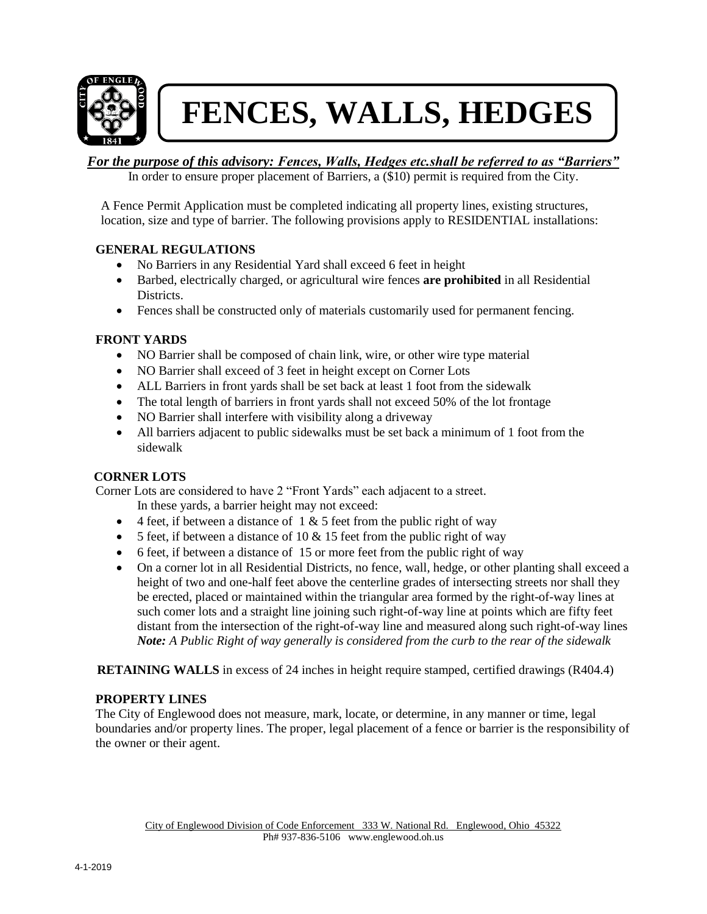# FENCES, WALLS, HEDGES

***For the purpose of this advisory: Fences, Walls, Hedges etc.shall be referred to as "Barriers"***

In order to ensure proper placement of Barriers, a ($10) permit is required from the City.

A Fence Permit Application must be completed indicating all property lines, existing structures, location, size and type of barrier. The following provisions apply to RESIDENTIAL installations:

## GENERAL REGULATIONS

- No Barriers in any Residential Yard shall exceed 6 feet in height
- Barbed, electrically charged, or agricultural wire fences **are prohibited** in all Residential Districts.
- Fences shall be constructed only of materials customarily used for permanent fencing.

## FRONT YARDS

- NO Barrier shall be composed of chain link, wire, or other wire type material
- NO Barrier shall exceed of 3 feet in height except on Corner Lots
- ALL Barriers in front yards shall be set back at least 1 foot from the sidewalk
- The total length of barriers in front yards shall not exceed 50% of the lot frontage
- NO Barrier shall interfere with visibility along a driveway
- All barriers adjacent to public sidewalks must be set back a minimum of 1 foot from the sidewalk

## CORNER LOTS

Corner Lots are considered to have 2 "Front Yards" each adjacent to a street.

In these yards, a barrier height may not exceed:

- 4 feet, if between a distance of 1 & 5 feet from the public right of way
- 5 feet, if between a distance of 10 & 15 feet from the public right of way
- 6 feet, if between a distance of 15 or more feet from the public right of way
- On a corner lot in all Residential Districts, no fence, wall, hedge, or other planting shall exceed a height of two and one-half feet above the centerline grades of intersecting streets nor shall they be erected, placed or maintained within the triangular area formed by the right-of-way lines at such comer lots and a straight line joining such right-of-way line at points which are fifty feet distant from the intersection of the right-of-way line and measured along such right-of-way lines
  ***Note:*** *A Public Right of way generally is considered from the curb to the rear of the sidewalk*

**RETAINING WALLS** in excess of 24 inches in height require stamped, certified drawings (R404.4)

## PROPERTY LINES

The City of Englewood does not measure, mark, locate, or determine, in any manner or time, legal boundaries and/or property lines. The proper, legal placement of a fence or barrier is the responsibility of the owner or their agent.

City of Englewood Division of Code Enforcement 333 W. National Rd. Englewood, Ohio 45322
Ph# 937-836-5106 www.englewood.oh.us

4-1-2019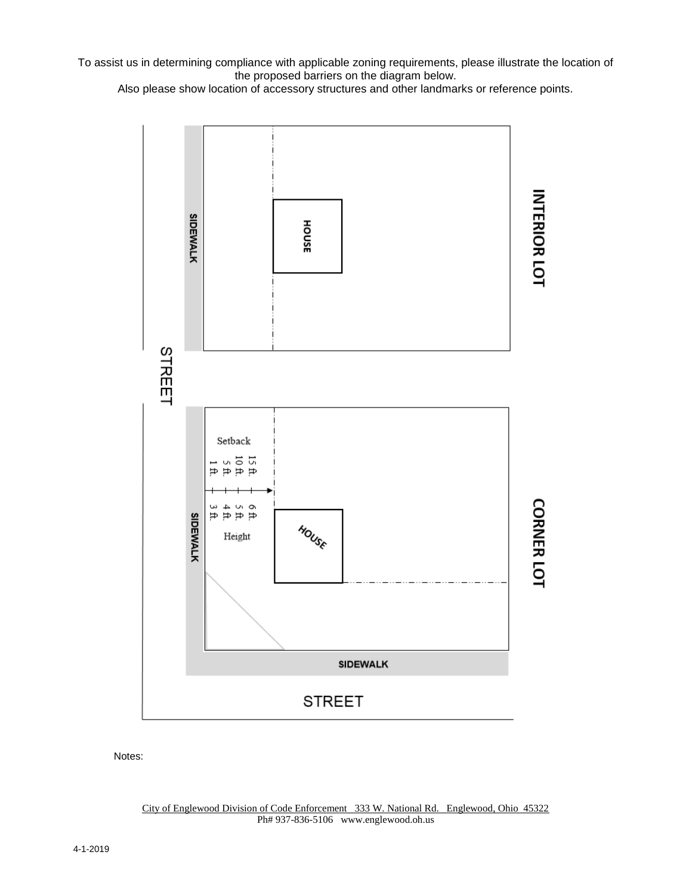To assist us in determining compliance with applicable zoning requirements, please illustrate the location of the proposed barriers on the diagram below.
Also please show location of accessory structures and other landmarks or reference points.

INTERIOR LOT

SIDEWALK

HOUSE

STREET

CORNER LOT

Setback

15 ft.
10 ft.
5 ft.
1 ft.

6 ft.
5 ft.
4 ft.
3 ft.

Height

SIDEWALK

HOUSE

SIDEWALK

STREET

Notes:

City of Englewood Division of Code Enforcement 333 W. National Rd. Englewood, Ohio 45322
Ph# 937-836-5106 www.englewood.oh.us

4-1-2019